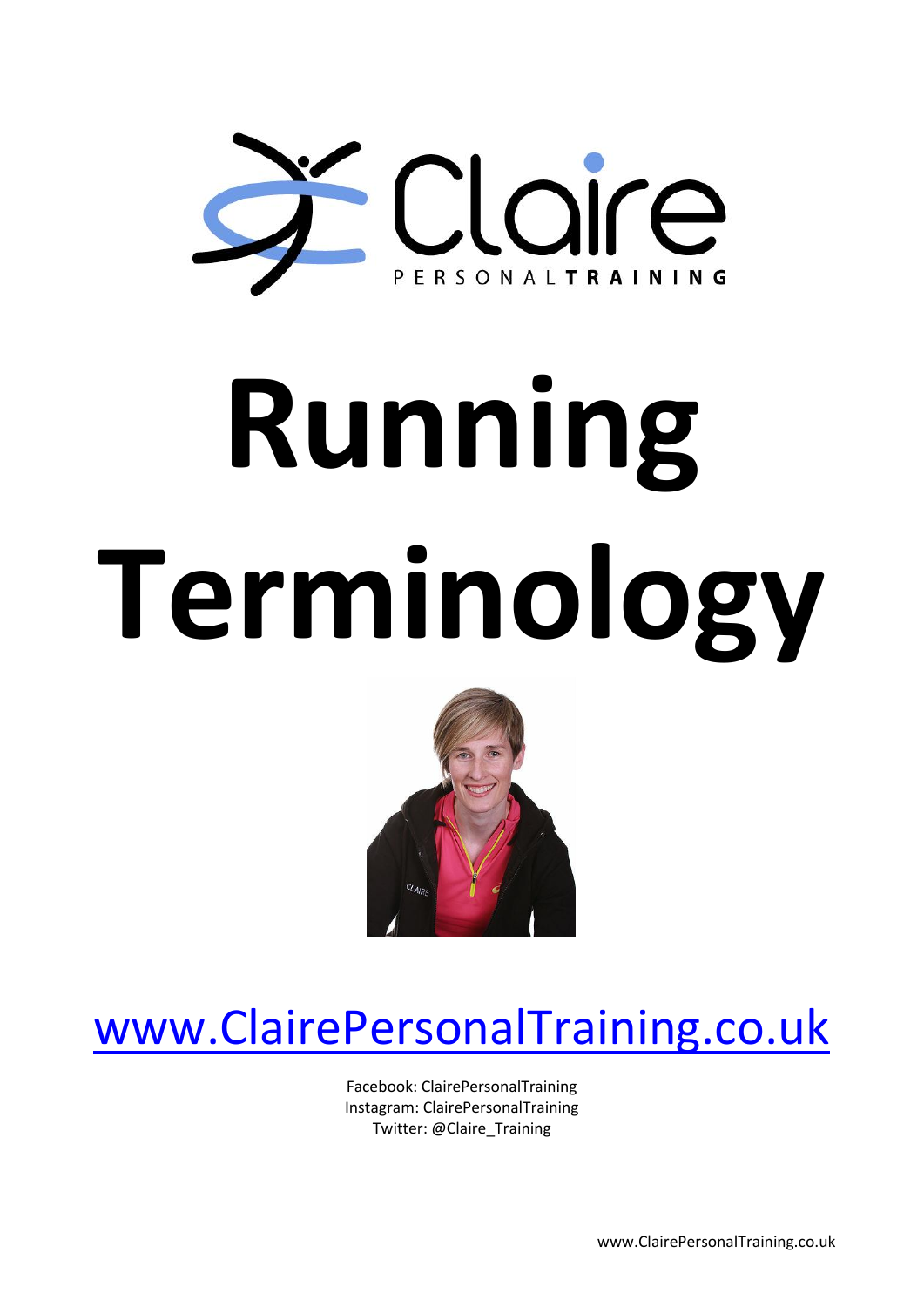Claire PERSONAL TRAINING

# Running Terminology

[www.ClairePersonalTraining.co.uk](http://www.ClairePersonalTraining.co.uk)

Facebook: ClairePersonalTraining
Instagram: ClairePersonalTraining
Twitter: @Claire_Training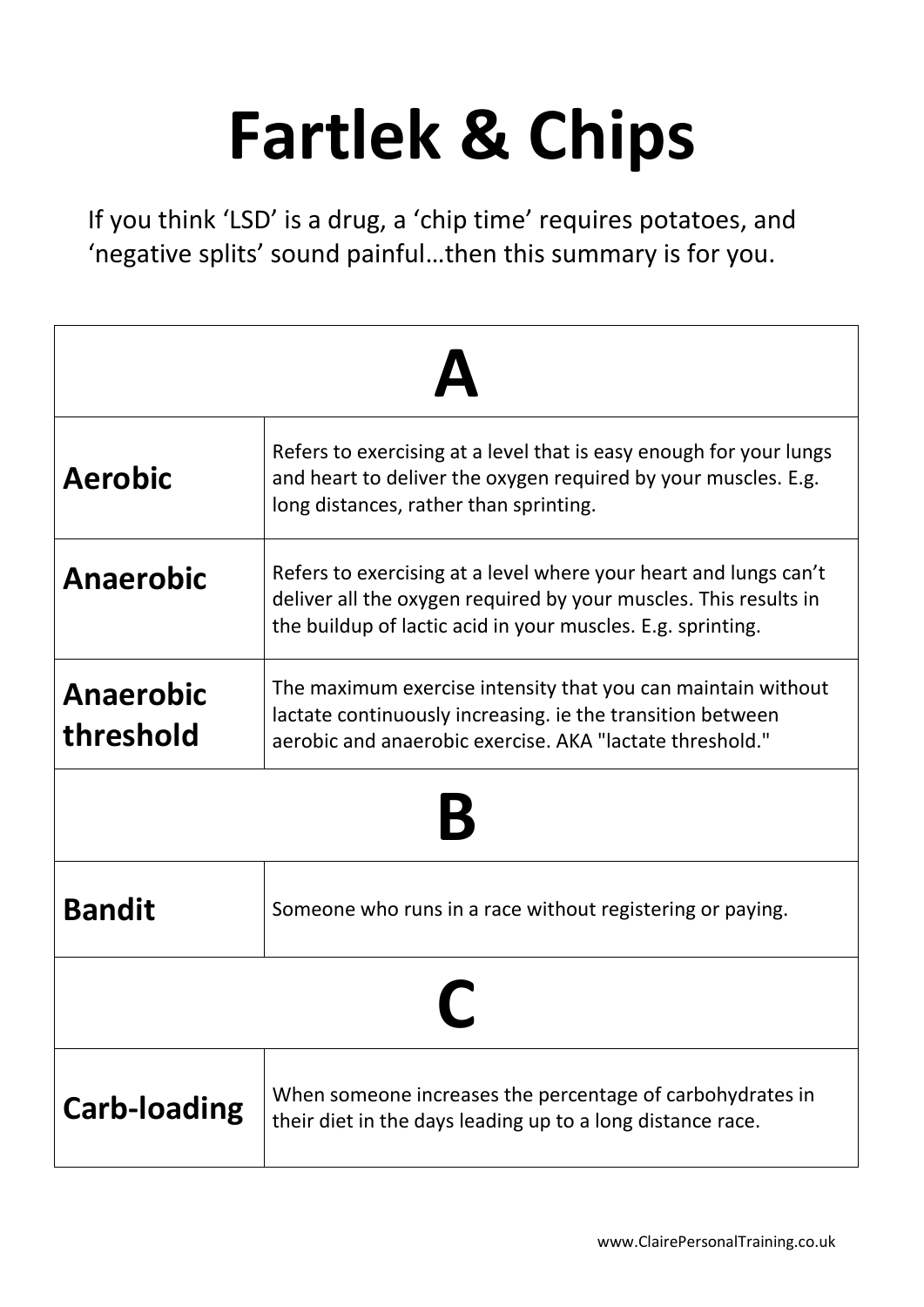# Fartlek & Chips

If you think 'LSD' is a drug, a 'chip time' requires potatoes, and 'negative splits' sound painful…then this summary is for you.

| A | |
|---|---|
| **Aerobic** | Refers to exercising at a level that is easy enough for your lungs and heart to deliver the oxygen required by your muscles. E.g. long distances, rather than sprinting. |
| **Anaerobic** | Refers to exercising at a level where your heart and lungs can't deliver all the oxygen required by your muscles. This results in the buildup of lactic acid in your muscles. E.g. sprinting. |
| **Anaerobic threshold** | The maximum exercise intensity that you can maintain without lactate continuously increasing. ie the transition between aerobic and anaerobic exercise. AKA "lactate threshold." |
| **B** | |
| **Bandit** | Someone who runs in a race without registering or paying. |
| **C** | |
| **Carb-loading** | When someone increases the percentage of carbohydrates in their diet in the days leading up to a long distance race. |

www.ClairePersonalTraining.co.uk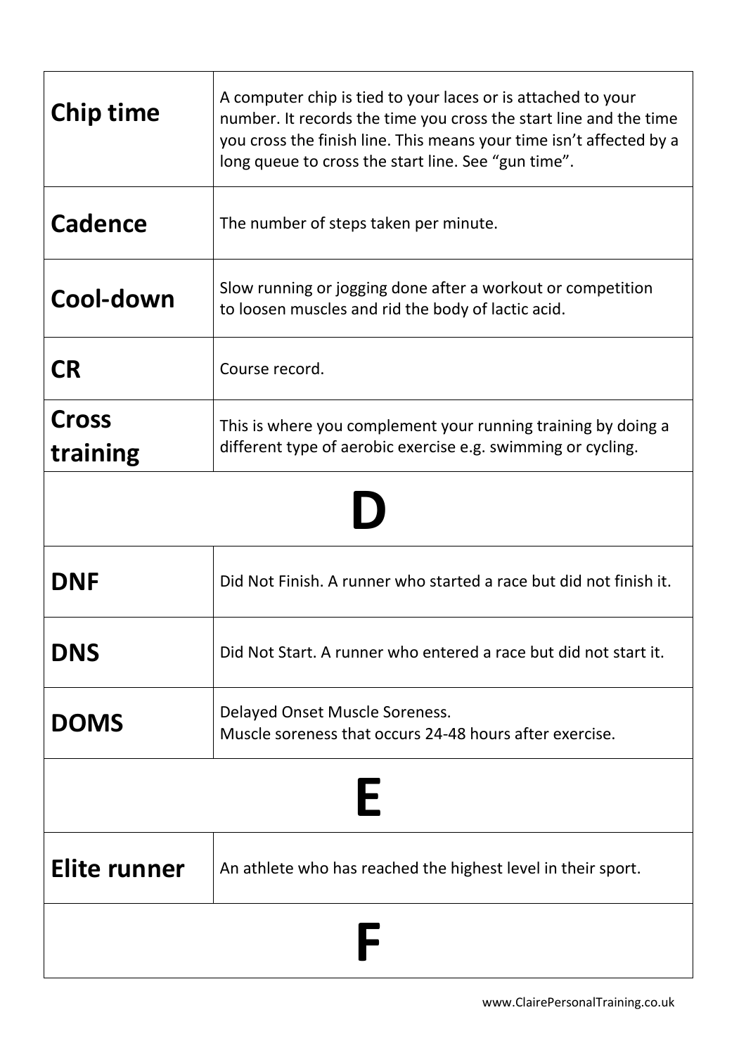| | |
|---|---|
| **Chip time** | A computer chip is tied to your laces or is attached to your number. It records the time you cross the start line and the time you cross the finish line. This means your time isn't affected by a long queue to cross the start line. See "gun time". |
| **Cadence** | The number of steps taken per minute. |
| **Cool-down** | Slow running or jogging done after a workout or competition to loosen muscles and rid the body of lactic acid. |
| **CR** | Course record. |
| **Cross training** | This is where you complement your running training by doing a different type of aerobic exercise e.g. swimming or cycling. |

# D

| | |
|---|---|
| **DNF** | Did Not Finish. A runner who started a race but did not finish it. |
| **DNS** | Did Not Start. A runner who entered a race but did not start it. |
| **DOMS** | Delayed Onset Muscle Soreness. Muscle soreness that occurs 24-48 hours after exercise. |

# E

| | |
|---|---|
| **Elite runner** | An athlete who has reached the highest level in their sport. |

# F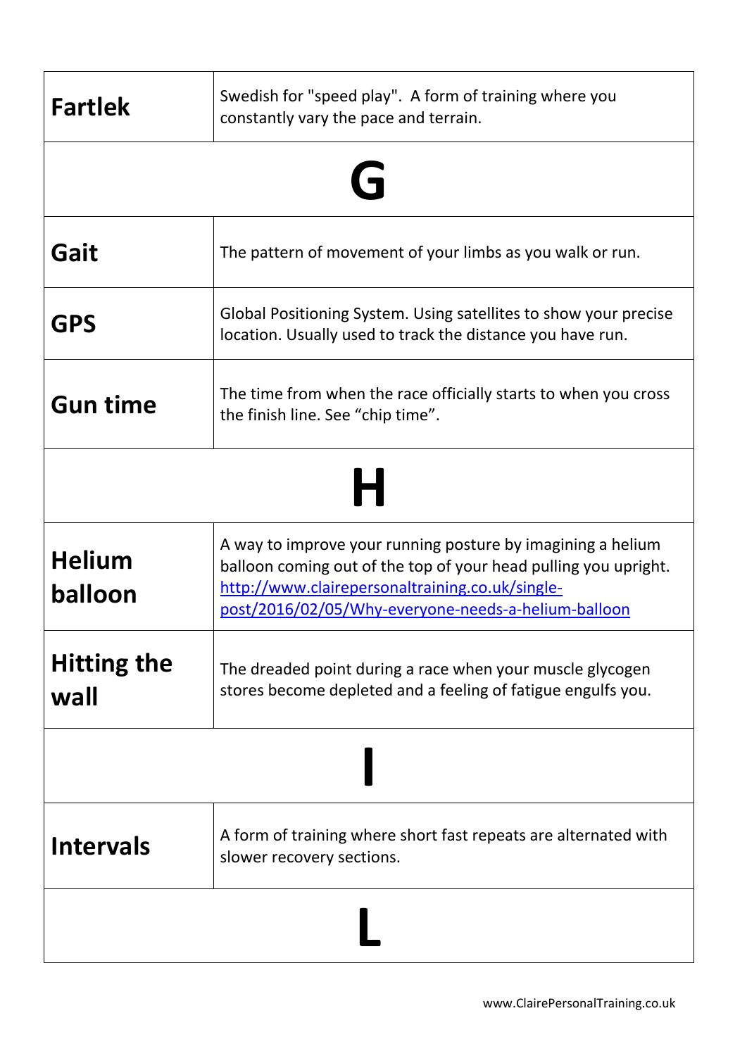| | |
|---|---|
| **Fartlek** | Swedish for "speed play". A form of training where you constantly vary the pace and terrain. |

## G

| | |
|---|---|
| **Gait** | The pattern of movement of your limbs as you walk or run. |
| **GPS** | Global Positioning System. Using satellites to show your precise location. Usually used to track the distance you have run. |
| **Gun time** | The time from when the race officially starts to when you cross the finish line. See "chip time". |

## H

| | |
|---|---|
| **Helium balloon** | A way to improve your running posture by imagining a helium balloon coming out of the top of your head pulling you upright. [http://www.clairepersonaltraining.co.uk/single-post/2016/02/05/Why-everyone-needs-a-helium-balloon](http://www.clairepersonaltraining.co.uk/single-post/2016/02/05/Why-everyone-needs-a-helium-balloon) |
| **Hitting the wall** | The dreaded point during a race when your muscle glycogen stores become depleted and a feeling of fatigue engulfs you. |

## I

| | |
|---|---|
| **Intervals** | A form of training where short fast repeats are alternated with slower recovery sections. |

## L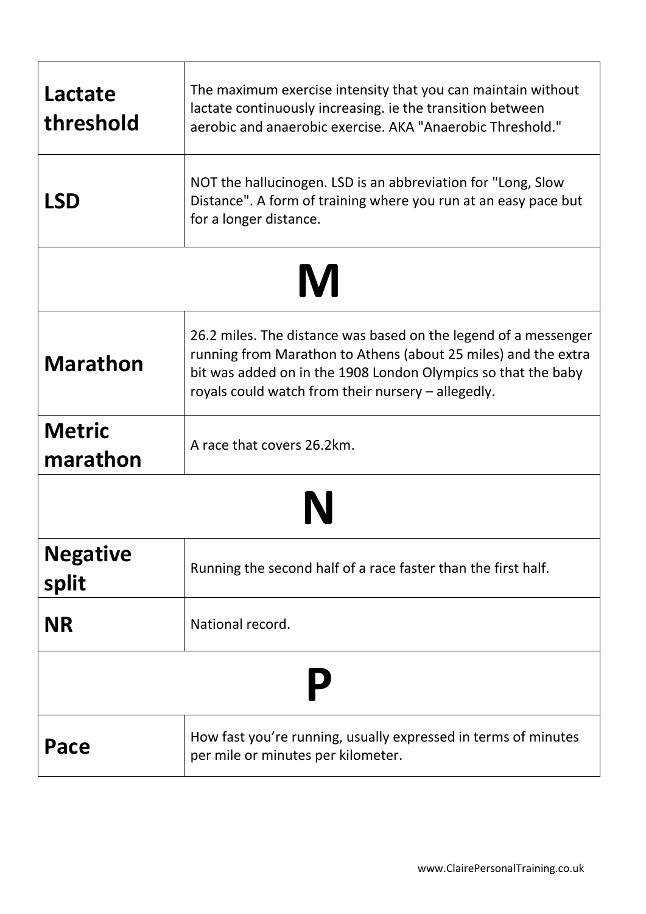| | |
|---|---|
| **Lactate threshold** | The maximum exercise intensity that you can maintain without lactate continuously increasing. ie the transition between aerobic and anaerobic exercise. AKA "Anaerobic Threshold." |
| **LSD** | NOT the hallucinogen. LSD is an abbreviation for "Long, Slow Distance". A form of training where you run at an easy pace but for a longer distance. |
| **M** | |
| **Marathon** | 26.2 miles. The distance was based on the legend of a messenger running from Marathon to Athens (about 25 miles) and the extra bit was added on in the 1908 London Olympics so that the baby royals could watch from their nursery – allegedly. |
| **Metric marathon** | A race that covers 26.2km. |
| **N** | |
| **Negative split** | Running the second half of a race faster than the first half. |
| **NR** | National record. |
| **P** | |
| **Pace** | How fast you're running, usually expressed in terms of minutes per mile or minutes per kilometer. |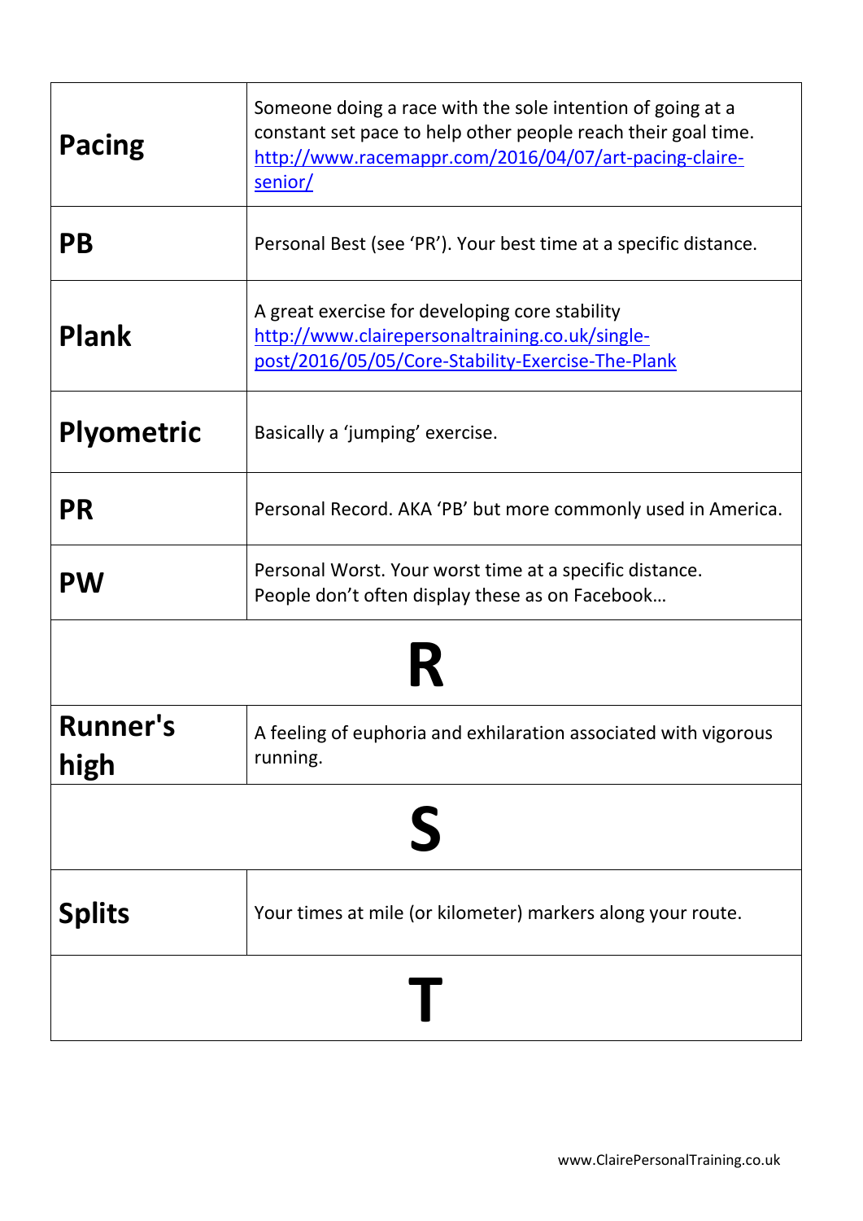| | |
|---|---|
| **Pacing** | Someone doing a race with the sole intention of going at a constant set pace to help other people reach their goal time. http://www.racemappr.com/2016/04/07/art-pacing-claire-senior/ |
| **PB** | Personal Best (see 'PR'). Your best time at a specific distance. |
| **Plank** | A great exercise for developing core stability http://www.clairepersonaltraining.co.uk/single-post/2016/05/05/Core-Stability-Exercise-The-Plank |
| **Plyometric** | Basically a 'jumping' exercise. |
| **PR** | Personal Record. AKA 'PB' but more commonly used in America. |
| **PW** | Personal Worst. Your worst time at a specific distance. People don't often display these as on Facebook… |
| **R** | |
| **Runner's high** | A feeling of euphoria and exhilaration associated with vigorous running. |
| **S** | |
| **Splits** | Your times at mile (or kilometer) markers along your route. |
| **T** | |

www.ClairePersonalTraining.co.uk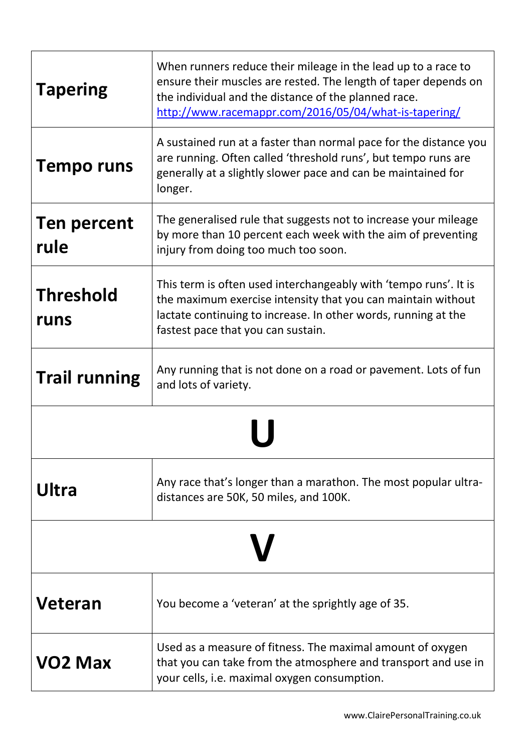| | |
|---|---|
| **Tapering** | When runners reduce their mileage in the lead up to a race to ensure their muscles are rested. The length of taper depends on the individual and the distance of the planned race. http://www.racemappr.com/2016/05/04/what-is-tapering/ |
| **Tempo runs** | A sustained run at a faster than normal pace for the distance you are running. Often called 'threshold runs', but tempo runs are generally at a slightly slower pace and can be maintained for longer. |
| **Ten percent rule** | The generalised rule that suggests not to increase your mileage by more than 10 percent each week with the aim of preventing injury from doing too much too soon. |
| **Threshold runs** | This term is often used interchangeably with 'tempo runs'. It is the maximum exercise intensity that you can maintain without lactate continuing to increase. In other words, running at the fastest pace that you can sustain. |
| **Trail running** | Any running that is not done on a road or pavement. Lots of fun and lots of variety. |
| **U** | |
| **Ultra** | Any race that's longer than a marathon. The most popular ultra-distances are 50K, 50 miles, and 100K. |
| **V** | |
| **Veteran** | You become a 'veteran' at the sprightly age of 35. |
| **VO2 Max** | Used as a measure of fitness. The maximal amount of oxygen that you can take from the atmosphere and transport and use in your cells, i.e. maximal oxygen consumption. |

www.ClairePersonalTraining.co.uk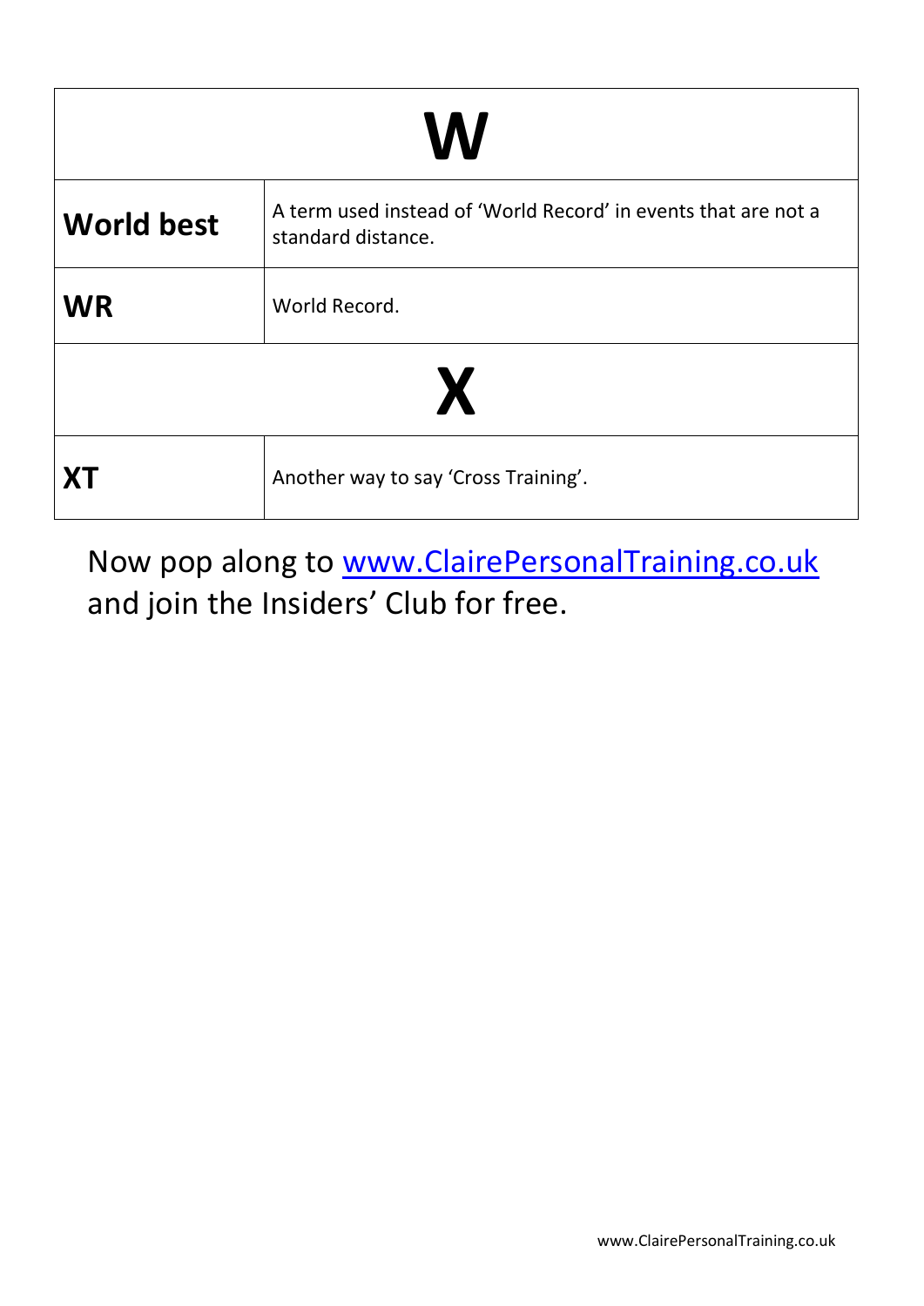| | |
|---|---|
| **W** | |
| **World best** | A term used instead of 'World Record' in events that are not a standard distance. |
| **WR** | World Record. |
| **X** | |
| **XT** | Another way to say 'Cross Training'. |

Now pop along to [www.ClairePersonalTraining.co.uk](http://www.ClairePersonalTraining.co.uk) and join the Insiders' Club for free.